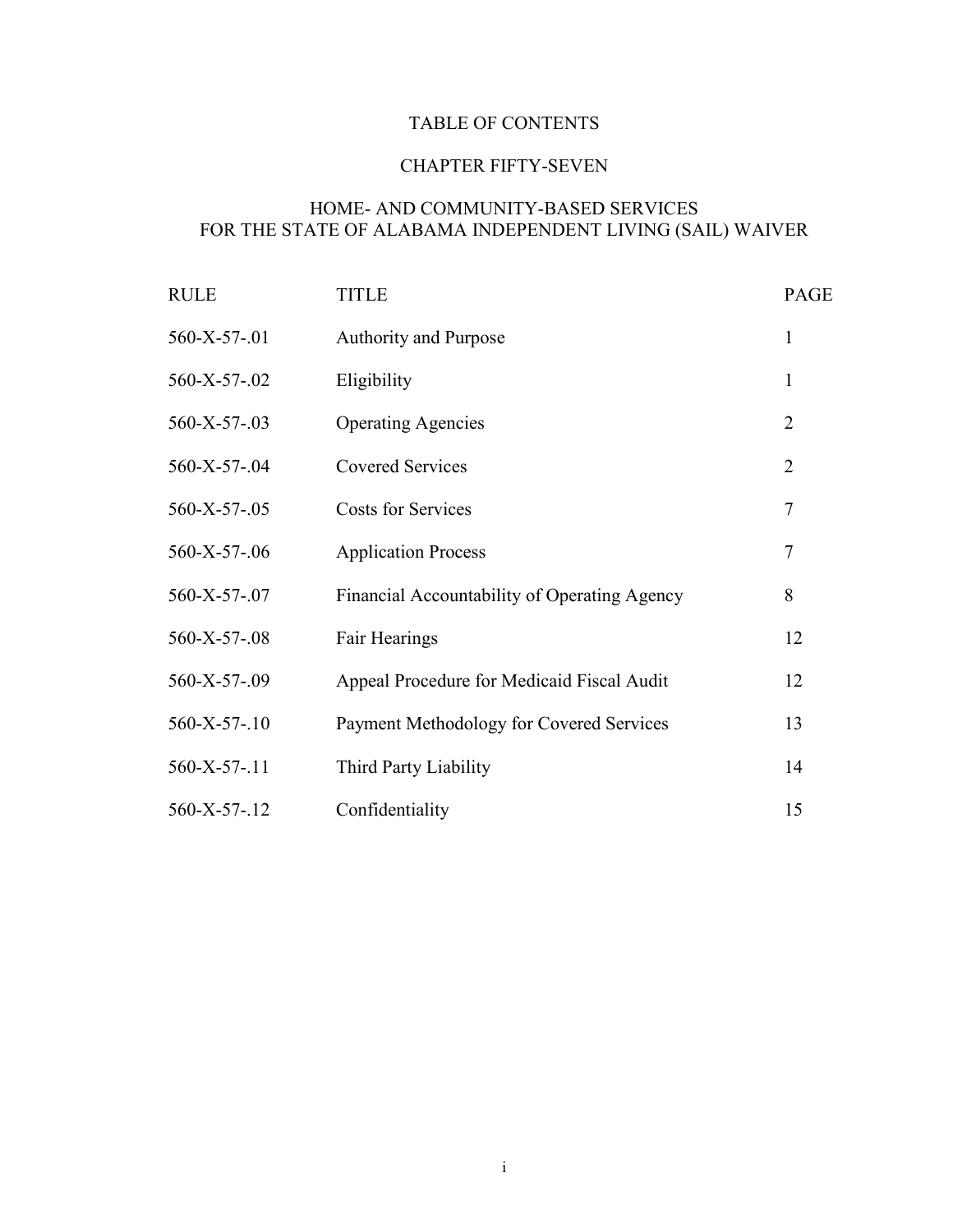# TABLE OF CONTENTS

## CHAPTER FIFTY-SEVEN

## HOME- AND COMMUNITY-BASED SERVICES FOR THE STATE OF ALABAMA INDEPENDENT LIVING (SAIL) WAIVER

| RULE | TITLE | PAGE |
|---|---|---|
| 560-X-57-.01 | Authority and Purpose | 1 |
| 560-X-57-.02 | Eligibility | 1 |
| 560-X-57-.03 | Operating Agencies | 2 |
| 560-X-57-.04 | Covered Services | 2 |
| 560-X-57-.05 | Costs for Services | 7 |
| 560-X-57-.06 | Application Process | 7 |
| 560-X-57-.07 | Financial Accountability of Operating Agency | 8 |
| 560-X-57-.08 | Fair Hearings | 12 |
| 560-X-57-.09 | Appeal Procedure for Medicaid Fiscal Audit | 12 |
| 560-X-57-.10 | Payment Methodology for Covered Services | 13 |
| 560-X-57-.11 | Third Party Liability | 14 |
| 560-X-57-.12 | Confidentiality | 15 |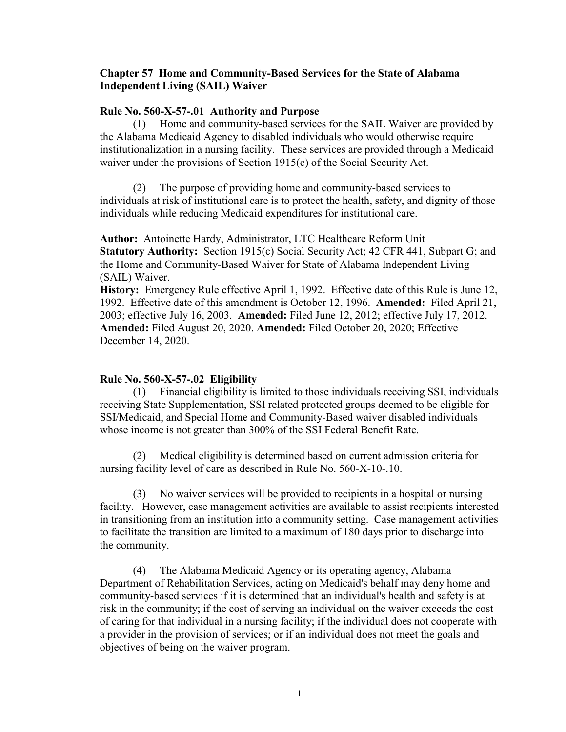## Chapter 57 Home and Community-Based Services for the State of Alabama Independent Living (SAIL) Waiver

### Rule No. 560-X-57-.01 Authority and Purpose

(1) Home and community-based services for the SAIL Waiver are provided by the Alabama Medicaid Agency to disabled individuals who would otherwise require institutionalization in a nursing facility. These services are provided through a Medicaid waiver under the provisions of Section 1915(c) of the Social Security Act.

(2) The purpose of providing home and community-based services to individuals at risk of institutional care is to protect the health, safety, and dignity of those individuals while reducing Medicaid expenditures for institutional care.

**Author:** Antoinette Hardy, Administrator, LTC Healthcare Reform Unit
**Statutory Authority:** Section 1915(c) Social Security Act; 42 CFR 441, Subpart G; and the Home and Community-Based Waiver for State of Alabama Independent Living (SAIL) Waiver.
**History:** Emergency Rule effective April 1, 1992. Effective date of this Rule is June 12, 1992. Effective date of this amendment is October 12, 1996. **Amended:** Filed April 21, 2003; effective July 16, 2003. **Amended:** Filed June 12, 2012; effective July 17, 2012. **Amended:** Filed August 20, 2020. **Amended:** Filed October 20, 2020; Effective December 14, 2020.

### Rule No. 560-X-57-.02 Eligibility

(1) Financial eligibility is limited to those individuals receiving SSI, individuals receiving State Supplementation, SSI related protected groups deemed to be eligible for SSI/Medicaid, and Special Home and Community-Based waiver disabled individuals whose income is not greater than 300% of the SSI Federal Benefit Rate.

(2) Medical eligibility is determined based on current admission criteria for nursing facility level of care as described in Rule No. 560-X-10-.10.

(3) No waiver services will be provided to recipients in a hospital or nursing facility. However, case management activities are available to assist recipients interested in transitioning from an institution into a community setting. Case management activities to facilitate the transition are limited to a maximum of 180 days prior to discharge into the community.

(4) The Alabama Medicaid Agency or its operating agency, Alabama Department of Rehabilitation Services, acting on Medicaid's behalf may deny home and community-based services if it is determined that an individual's health and safety is at risk in the community; if the cost of serving an individual on the waiver exceeds the cost of caring for that individual in a nursing facility; if the individual does not cooperate with a provider in the provision of services; or if an individual does not meet the goals and objectives of being on the waiver program.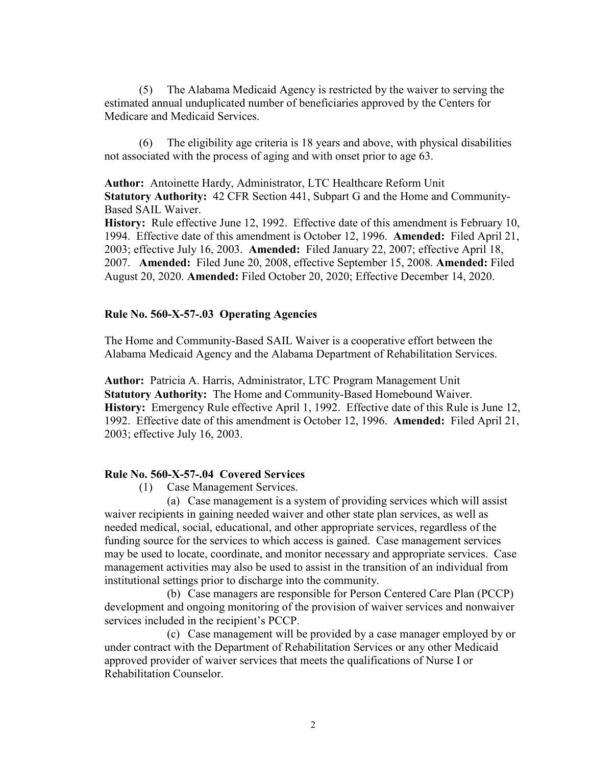(5) The Alabama Medicaid Agency is restricted by the waiver to serving the estimated annual unduplicated number of beneficiaries approved by the Centers for Medicare and Medicaid Services.

(6) The eligibility age criteria is 18 years and above, with physical disabilities not associated with the process of aging and with onset prior to age 63.

**Author:** Antoinette Hardy, Administrator, LTC Healthcare Reform Unit
**Statutory Authority:** 42 CFR Section 441, Subpart G and the Home and Community-Based SAIL Waiver.
**History:** Rule effective June 12, 1992. Effective date of this amendment is February 10, 1994. Effective date of this amendment is October 12, 1996. **Amended:** Filed April 21, 2003; effective July 16, 2003. **Amended:** Filed January 22, 2007; effective April 18, 2007. **Amended:** Filed June 20, 2008, effective September 15, 2008. **Amended:** Filed August 20, 2020. **Amended:** Filed October 20, 2020; Effective December 14, 2020.

## Rule No. 560-X-57-.03 Operating Agencies

The Home and Community-Based SAIL Waiver is a cooperative effort between the Alabama Medicaid Agency and the Alabama Department of Rehabilitation Services.

**Author:** Patricia A. Harris, Administrator, LTC Program Management Unit
**Statutory Authority:** The Home and Community-Based Homebound Waiver.
**History:** Emergency Rule effective April 1, 1992. Effective date of this Rule is June 12, 1992. Effective date of this amendment is October 12, 1996. **Amended:** Filed April 21, 2003; effective July 16, 2003.

## Rule No. 560-X-57-.04 Covered Services

(1) Case Management Services.

(a) Case management is a system of providing services which will assist waiver recipients in gaining needed waiver and other state plan services, as well as needed medical, social, educational, and other appropriate services, regardless of the funding source for the services to which access is gained. Case management services may be used to locate, coordinate, and monitor necessary and appropriate services. Case management activities may also be used to assist in the transition of an individual from institutional settings prior to discharge into the community.

(b) Case managers are responsible for Person Centered Care Plan (PCCP) development and ongoing monitoring of the provision of waiver services and nonwaiver services included in the recipient's PCCP.

(c) Case management will be provided by a case manager employed by or under contract with the Department of Rehabilitation Services or any other Medicaid approved provider of waiver services that meets the qualifications of Nurse I or Rehabilitation Counselor.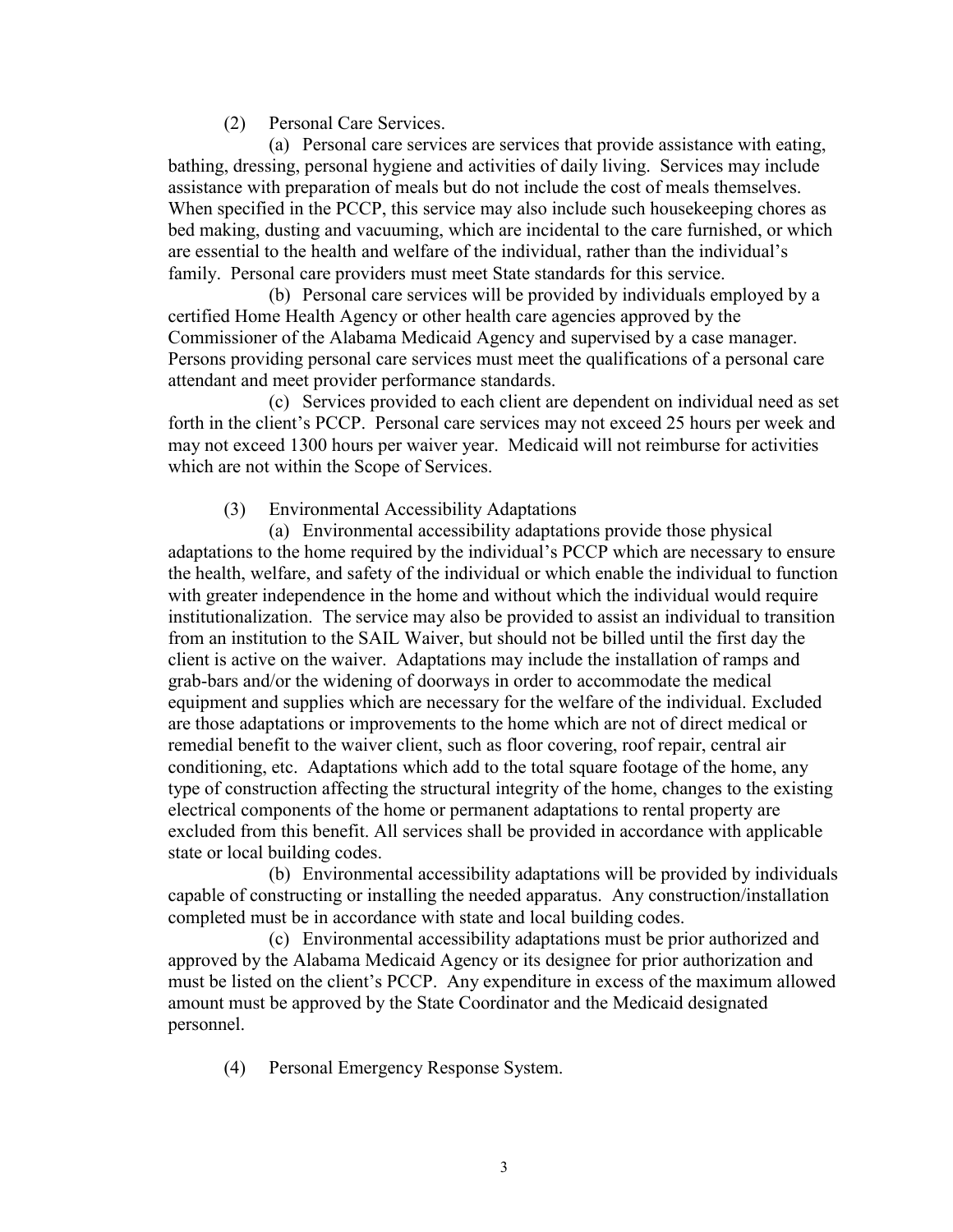(2) Personal Care Services.

(a) Personal care services are services that provide assistance with eating, bathing, dressing, personal hygiene and activities of daily living. Services may include assistance with preparation of meals but do not include the cost of meals themselves. When specified in the PCCP, this service may also include such housekeeping chores as bed making, dusting and vacuuming, which are incidental to the care furnished, or which are essential to the health and welfare of the individual, rather than the individual's family. Personal care providers must meet State standards for this service.

(b) Personal care services will be provided by individuals employed by a certified Home Health Agency or other health care agencies approved by the Commissioner of the Alabama Medicaid Agency and supervised by a case manager. Persons providing personal care services must meet the qualifications of a personal care attendant and meet provider performance standards.

(c) Services provided to each client are dependent on individual need as set forth in the client's PCCP. Personal care services may not exceed 25 hours per week and may not exceed 1300 hours per waiver year. Medicaid will not reimburse for activities which are not within the Scope of Services.

(3) Environmental Accessibility Adaptations

(a) Environmental accessibility adaptations provide those physical adaptations to the home required by the individual's PCCP which are necessary to ensure the health, welfare, and safety of the individual or which enable the individual to function with greater independence in the home and without which the individual would require institutionalization. The service may also be provided to assist an individual to transition from an institution to the SAIL Waiver, but should not be billed until the first day the client is active on the waiver. Adaptations may include the installation of ramps and grab-bars and/or the widening of doorways in order to accommodate the medical equipment and supplies which are necessary for the welfare of the individual. Excluded are those adaptations or improvements to the home which are not of direct medical or remedial benefit to the waiver client, such as floor covering, roof repair, central air conditioning, etc. Adaptations which add to the total square footage of the home, any type of construction affecting the structural integrity of the home, changes to the existing electrical components of the home or permanent adaptations to rental property are excluded from this benefit. All services shall be provided in accordance with applicable state or local building codes.

(b) Environmental accessibility adaptations will be provided by individuals capable of constructing or installing the needed apparatus. Any construction/installation completed must be in accordance with state and local building codes.

(c) Environmental accessibility adaptations must be prior authorized and approved by the Alabama Medicaid Agency or its designee for prior authorization and must be listed on the client's PCCP. Any expenditure in excess of the maximum allowed amount must be approved by the State Coordinator and the Medicaid designated personnel.

(4) Personal Emergency Response System.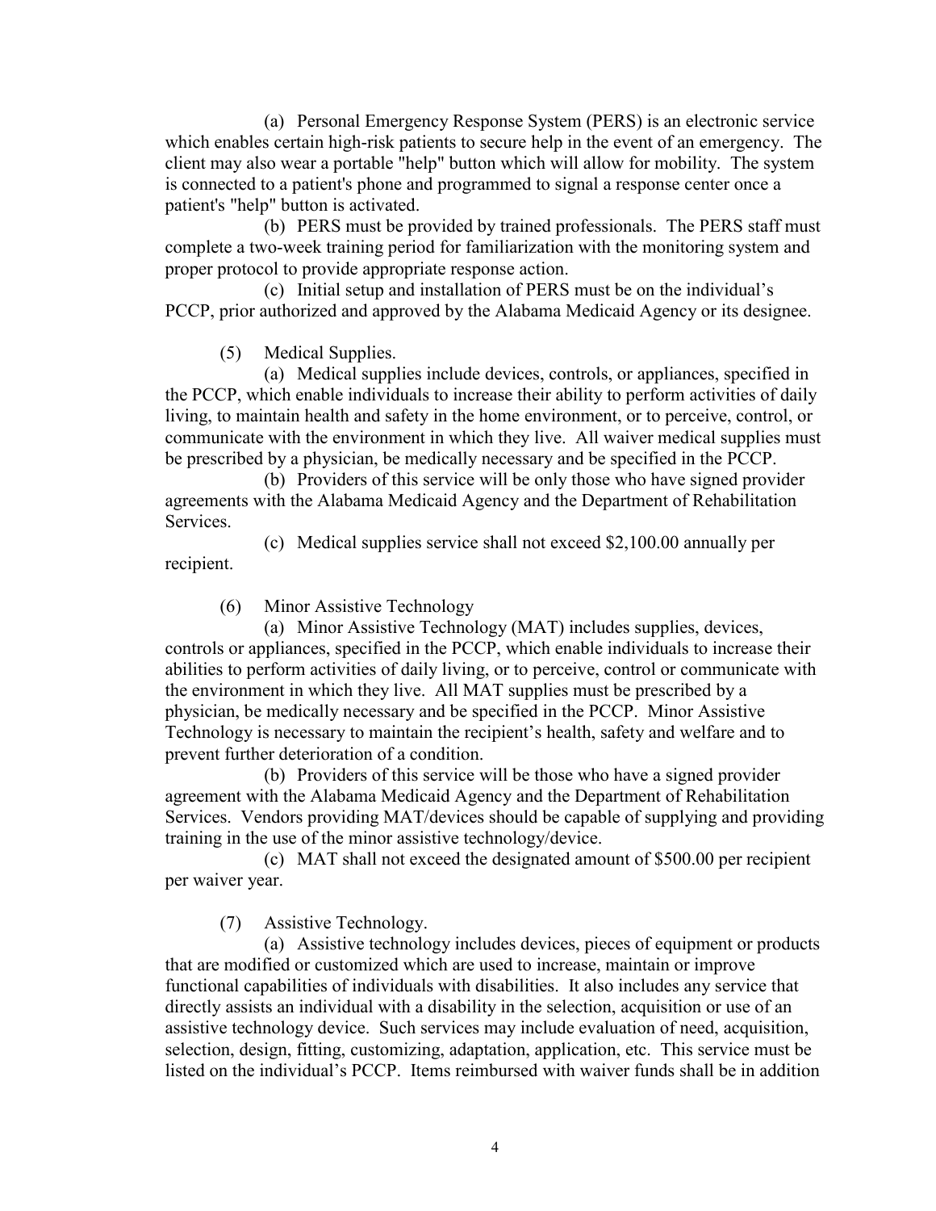(a) Personal Emergency Response System (PERS) is an electronic service which enables certain high-risk patients to secure help in the event of an emergency. The client may also wear a portable "help" button which will allow for mobility. The system is connected to a patient's phone and programmed to signal a response center once a patient's "help" button is activated.

(b) PERS must be provided by trained professionals. The PERS staff must complete a two-week training period for familiarization with the monitoring system and proper protocol to provide appropriate response action.

(c) Initial setup and installation of PERS must be on the individual's PCCP, prior authorized and approved by the Alabama Medicaid Agency or its designee.

(5) Medical Supplies.

(a) Medical supplies include devices, controls, or appliances, specified in the PCCP, which enable individuals to increase their ability to perform activities of daily living, to maintain health and safety in the home environment, or to perceive, control, or communicate with the environment in which they live. All waiver medical supplies must be prescribed by a physician, be medically necessary and be specified in the PCCP.

(b) Providers of this service will be only those who have signed provider agreements with the Alabama Medicaid Agency and the Department of Rehabilitation Services.

(c) Medical supplies service shall not exceed $2,100.00 annually per recipient.

(6) Minor Assistive Technology

(a) Minor Assistive Technology (MAT) includes supplies, devices, controls or appliances, specified in the PCCP, which enable individuals to increase their abilities to perform activities of daily living, or to perceive, control or communicate with the environment in which they live. All MAT supplies must be prescribed by a physician, be medically necessary and be specified in the PCCP. Minor Assistive Technology is necessary to maintain the recipient's health, safety and welfare and to prevent further deterioration of a condition.

(b) Providers of this service will be those who have a signed provider agreement with the Alabama Medicaid Agency and the Department of Rehabilitation Services. Vendors providing MAT/devices should be capable of supplying and providing training in the use of the minor assistive technology/device.

(c) MAT shall not exceed the designated amount of $500.00 per recipient per waiver year.

(7) Assistive Technology.

(a) Assistive technology includes devices, pieces of equipment or products that are modified or customized which are used to increase, maintain or improve functional capabilities of individuals with disabilities. It also includes any service that directly assists an individual with a disability in the selection, acquisition or use of an assistive technology device. Such services may include evaluation of need, acquisition, selection, design, fitting, customizing, adaptation, application, etc. This service must be listed on the individual's PCCP. Items reimbursed with waiver funds shall be in addition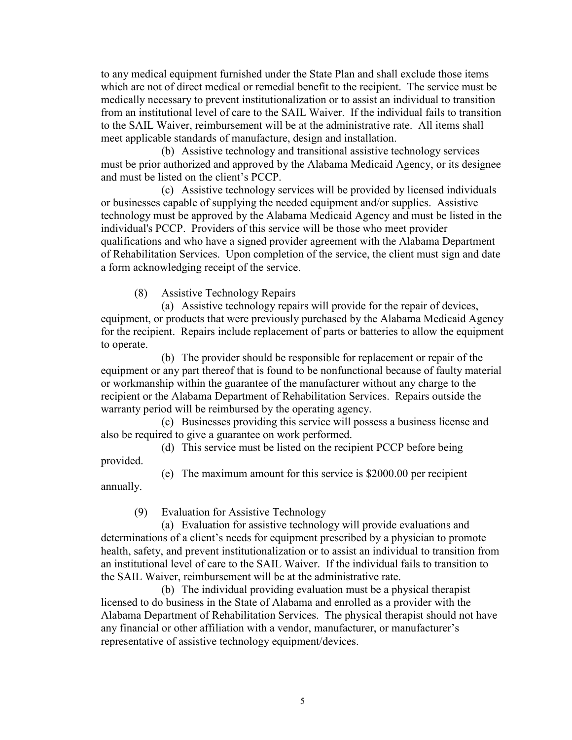to any medical equipment furnished under the State Plan and shall exclude those items which are not of direct medical or remedial benefit to the recipient. The service must be medically necessary to prevent institutionalization or to assist an individual to transition from an institutional level of care to the SAIL Waiver. If the individual fails to transition to the SAIL Waiver, reimbursement will be at the administrative rate. All items shall meet applicable standards of manufacture, design and installation.

(b) Assistive technology and transitional assistive technology services must be prior authorized and approved by the Alabama Medicaid Agency, or its designee and must be listed on the client's PCCP.

(c) Assistive technology services will be provided by licensed individuals or businesses capable of supplying the needed equipment and/or supplies. Assistive technology must be approved by the Alabama Medicaid Agency and must be listed in the individual's PCCP. Providers of this service will be those who meet provider qualifications and who have a signed provider agreement with the Alabama Department of Rehabilitation Services. Upon completion of the service, the client must sign and date a form acknowledging receipt of the service.

(8) Assistive Technology Repairs

(a) Assistive technology repairs will provide for the repair of devices, equipment, or products that were previously purchased by the Alabama Medicaid Agency for the recipient. Repairs include replacement of parts or batteries to allow the equipment to operate.

(b) The provider should be responsible for replacement or repair of the equipment or any part thereof that is found to be nonfunctional because of faulty material or workmanship within the guarantee of the manufacturer without any charge to the recipient or the Alabama Department of Rehabilitation Services. Repairs outside the warranty period will be reimbursed by the operating agency.

(c) Businesses providing this service will possess a business license and also be required to give a guarantee on work performed.

(d) This service must be listed on the recipient PCCP before being provided.

(e) The maximum amount for this service is $2000.00 per recipient annually.

(9) Evaluation for Assistive Technology

(a) Evaluation for assistive technology will provide evaluations and determinations of a client's needs for equipment prescribed by a physician to promote health, safety, and prevent institutionalization or to assist an individual to transition from an institutional level of care to the SAIL Waiver. If the individual fails to transition to the SAIL Waiver, reimbursement will be at the administrative rate.

(b) The individual providing evaluation must be a physical therapist licensed to do business in the State of Alabama and enrolled as a provider with the Alabama Department of Rehabilitation Services. The physical therapist should not have any financial or other affiliation with a vendor, manufacturer, or manufacturer's representative of assistive technology equipment/devices.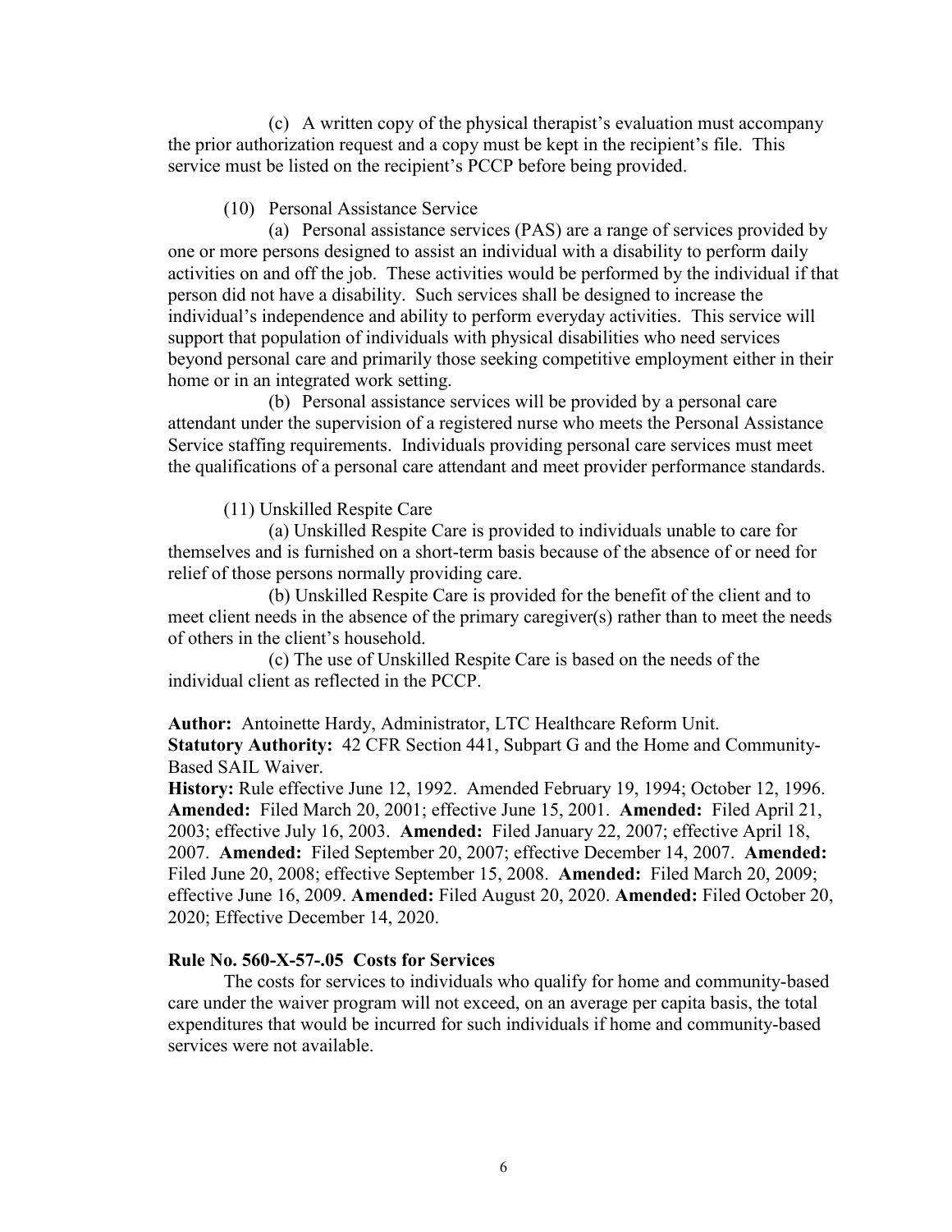(c) A written copy of the physical therapist's evaluation must accompany the prior authorization request and a copy must be kept in the recipient's file. This service must be listed on the recipient's PCCP before being provided.

(10) Personal Assistance Service

(a) Personal assistance services (PAS) are a range of services provided by one or more persons designed to assist an individual with a disability to perform daily activities on and off the job. These activities would be performed by the individual if that person did not have a disability. Such services shall be designed to increase the individual's independence and ability to perform everyday activities. This service will support that population of individuals with physical disabilities who need services beyond personal care and primarily those seeking competitive employment either in their home or in an integrated work setting.

(b) Personal assistance services will be provided by a personal care attendant under the supervision of a registered nurse who meets the Personal Assistance Service staffing requirements. Individuals providing personal care services must meet the qualifications of a personal care attendant and meet provider performance standards.

(11) Unskilled Respite Care

(a) Unskilled Respite Care is provided to individuals unable to care for themselves and is furnished on a short-term basis because of the absence of or need for relief of those persons normally providing care.

(b) Unskilled Respite Care is provided for the benefit of the client and to meet client needs in the absence of the primary caregiver(s) rather than to meet the needs of others in the client's household.

(c) The use of Unskilled Respite Care is based on the needs of the individual client as reflected in the PCCP.

**Author:** Antoinette Hardy, Administrator, LTC Healthcare Reform Unit.
**Statutory Authority:** 42 CFR Section 441, Subpart G and the Home and Community-Based SAIL Waiver.
**History:** Rule effective June 12, 1992. Amended February 19, 1994; October 12, 1996. **Amended:** Filed March 20, 2001; effective June 15, 2001. **Amended:** Filed April 21, 2003; effective July 16, 2003. **Amended:** Filed January 22, 2007; effective April 18, 2007. **Amended:** Filed September 20, 2007; effective December 14, 2007. **Amended:** Filed June 20, 2008; effective September 15, 2008. **Amended:** Filed March 20, 2009; effective June 16, 2009. **Amended:** Filed August 20, 2020. **Amended:** Filed October 20, 2020; Effective December 14, 2020.

**Rule No. 560-X-57-.05 Costs for Services**

The costs for services to individuals who qualify for home and community-based care under the waiver program will not exceed, on an average per capita basis, the total expenditures that would be incurred for such individuals if home and community-based services were not available.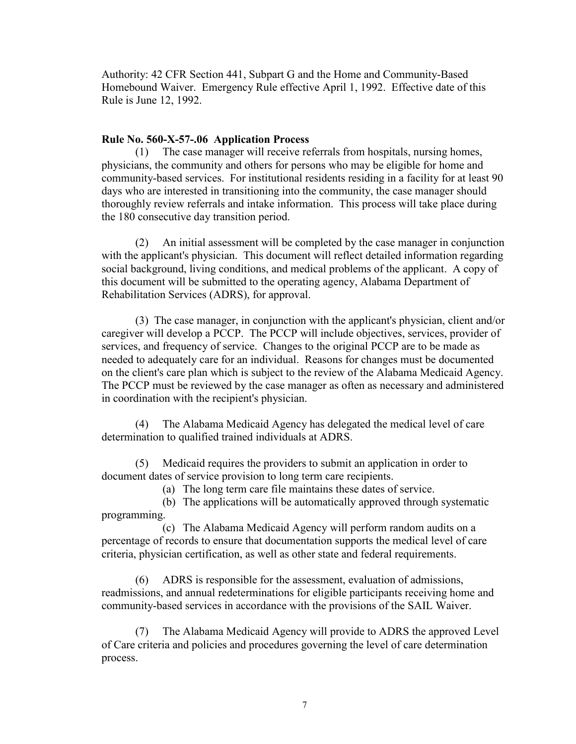Authority: 42 CFR Section 441, Subpart G and the Home and Community-Based Homebound Waiver. Emergency Rule effective April 1, 1992. Effective date of this Rule is June 12, 1992.

**Rule No. 560-X-57-.06 Application Process**

(1) The case manager will receive referrals from hospitals, nursing homes, physicians, the community and others for persons who may be eligible for home and community-based services. For institutional residents residing in a facility for at least 90 days who are interested in transitioning into the community, the case manager should thoroughly review referrals and intake information. This process will take place during the 180 consecutive day transition period.

(2) An initial assessment will be completed by the case manager in conjunction with the applicant's physician. This document will reflect detailed information regarding social background, living conditions, and medical problems of the applicant. A copy of this document will be submitted to the operating agency, Alabama Department of Rehabilitation Services (ADRS), for approval.

(3) The case manager, in conjunction with the applicant's physician, client and/or caregiver will develop a PCCP. The PCCP will include objectives, services, provider of services, and frequency of service. Changes to the original PCCP are to be made as needed to adequately care for an individual. Reasons for changes must be documented on the client's care plan which is subject to the review of the Alabama Medicaid Agency. The PCCP must be reviewed by the case manager as often as necessary and administered in coordination with the recipient's physician.

(4) The Alabama Medicaid Agency has delegated the medical level of care determination to qualified trained individuals at ADRS.

(5) Medicaid requires the providers to submit an application in order to document dates of service provision to long term care recipients.

(a) The long term care file maintains these dates of service.

(b) The applications will be automatically approved through systematic programming.

(c) The Alabama Medicaid Agency will perform random audits on a percentage of records to ensure that documentation supports the medical level of care criteria, physician certification, as well as other state and federal requirements.

(6) ADRS is responsible for the assessment, evaluation of admissions, readmissions, and annual redeterminations for eligible participants receiving home and community-based services in accordance with the provisions of the SAIL Waiver.

(7) The Alabama Medicaid Agency will provide to ADRS the approved Level of Care criteria and policies and procedures governing the level of care determination process.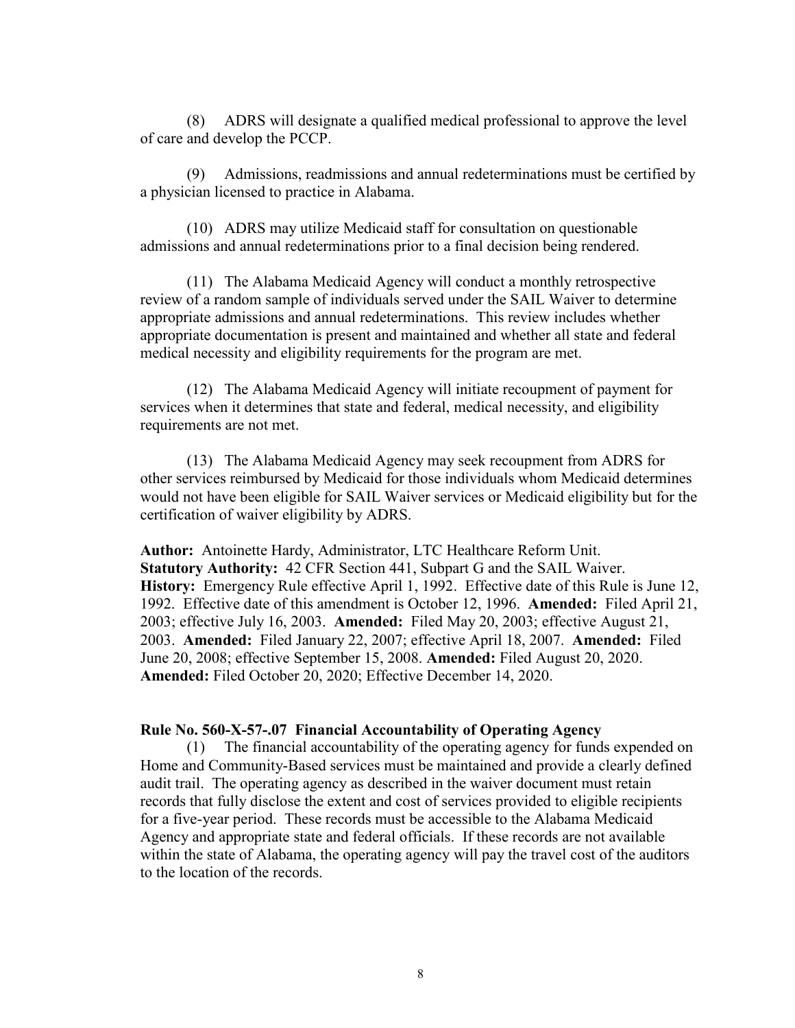(8) ADRS will designate a qualified medical professional to approve the level of care and develop the PCCP.

(9) Admissions, readmissions and annual redeterminations must be certified by a physician licensed to practice in Alabama.

(10) ADRS may utilize Medicaid staff for consultation on questionable admissions and annual redeterminations prior to a final decision being rendered.

(11) The Alabama Medicaid Agency will conduct a monthly retrospective review of a random sample of individuals served under the SAIL Waiver to determine appropriate admissions and annual redeterminations. This review includes whether appropriate documentation is present and maintained and whether all state and federal medical necessity and eligibility requirements for the program are met.

(12) The Alabama Medicaid Agency will initiate recoupment of payment for services when it determines that state and federal, medical necessity, and eligibility requirements are not met.

(13) The Alabama Medicaid Agency may seek recoupment from ADRS for other services reimbursed by Medicaid for those individuals whom Medicaid determines would not have been eligible for SAIL Waiver services or Medicaid eligibility but for the certification of waiver eligibility by ADRS.

**Author:** Antoinette Hardy, Administrator, LTC Healthcare Reform Unit.
**Statutory Authority:** 42 CFR Section 441, Subpart G and the SAIL Waiver.
**History:** Emergency Rule effective April 1, 1992. Effective date of this Rule is June 12, 1992. Effective date of this amendment is October 12, 1996. **Amended:** Filed April 21, 2003; effective July 16, 2003. **Amended:** Filed May 20, 2003; effective August 21, 2003. **Amended:** Filed January 22, 2007; effective April 18, 2007. **Amended:** Filed June 20, 2008; effective September 15, 2008. **Amended:** Filed August 20, 2020. **Amended:** Filed October 20, 2020; Effective December 14, 2020.

### Rule No. 560-X-57-.07 Financial Accountability of Operating Agency

(1) The financial accountability of the operating agency for funds expended on Home and Community-Based services must be maintained and provide a clearly defined audit trail. The operating agency as described in the waiver document must retain records that fully disclose the extent and cost of services provided to eligible recipients for a five-year period. These records must be accessible to the Alabama Medicaid Agency and appropriate state and federal officials. If these records are not available within the state of Alabama, the operating agency will pay the travel cost of the auditors to the location of the records.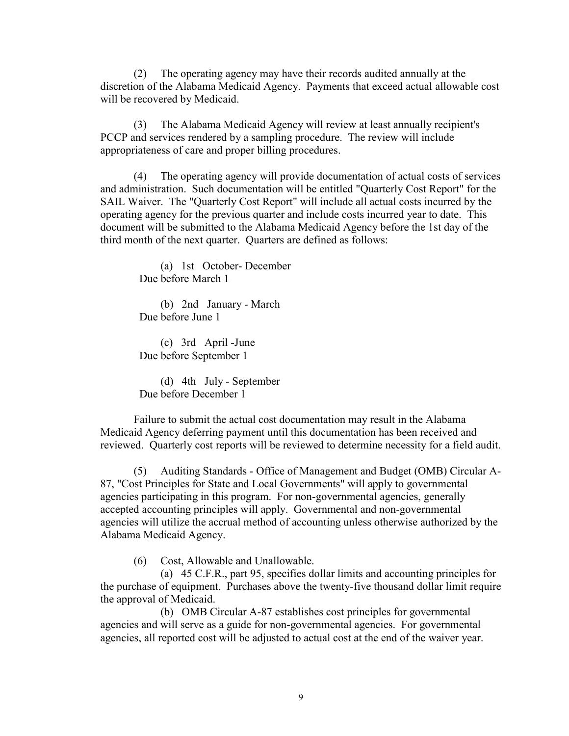(2) The operating agency may have their records audited annually at the discretion of the Alabama Medicaid Agency. Payments that exceed actual allowable cost will be recovered by Medicaid.

(3) The Alabama Medicaid Agency will review at least annually recipient's PCCP and services rendered by a sampling procedure. The review will include appropriateness of care and proper billing procedures.

(4) The operating agency will provide documentation of actual costs of services and administration. Such documentation will be entitled "Quarterly Cost Report" for the SAIL Waiver. The "Quarterly Cost Report" will include all actual costs incurred by the operating agency for the previous quarter and include costs incurred year to date. This document will be submitted to the Alabama Medicaid Agency before the 1st day of the third month of the next quarter. Quarters are defined as follows:

(a) 1st October- December
Due before March 1

(b) 2nd January - March
Due before June 1

(c) 3rd April -June
Due before September 1

(d) 4th July - September
Due before December 1

Failure to submit the actual cost documentation may result in the Alabama Medicaid Agency deferring payment until this documentation has been received and reviewed. Quarterly cost reports will be reviewed to determine necessity for a field audit.

(5) Auditing Standards - Office of Management and Budget (OMB) Circular A-87, "Cost Principles for State and Local Governments" will apply to governmental agencies participating in this program. For non-governmental agencies, generally accepted accounting principles will apply. Governmental and non-governmental agencies will utilize the accrual method of accounting unless otherwise authorized by the Alabama Medicaid Agency.

(6) Cost, Allowable and Unallowable.

(a) 45 C.F.R., part 95, specifies dollar limits and accounting principles for the purchase of equipment. Purchases above the twenty-five thousand dollar limit require the approval of Medicaid.

(b) OMB Circular A-87 establishes cost principles for governmental agencies and will serve as a guide for non-governmental agencies. For governmental agencies, all reported cost will be adjusted to actual cost at the end of the waiver year.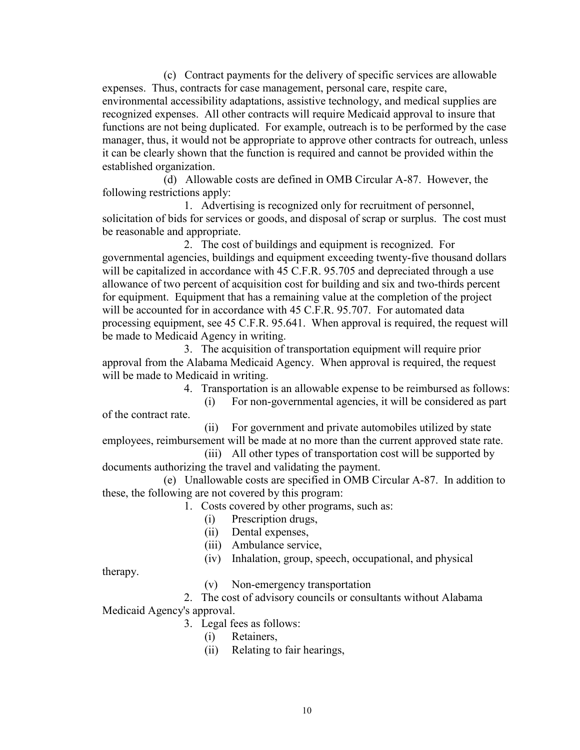(c) Contract payments for the delivery of specific services are allowable expenses. Thus, contracts for case management, personal care, respite care, environmental accessibility adaptations, assistive technology, and medical supplies are recognized expenses. All other contracts will require Medicaid approval to insure that functions are not being duplicated. For example, outreach is to be performed by the case manager, thus, it would not be appropriate to approve other contracts for outreach, unless it can be clearly shown that the function is required and cannot be provided within the established organization.

(d) Allowable costs are defined in OMB Circular A-87. However, the following restrictions apply:

1. Advertising is recognized only for recruitment of personnel, solicitation of bids for services or goods, and disposal of scrap or surplus. The cost must be reasonable and appropriate.

2. The cost of buildings and equipment is recognized. For governmental agencies, buildings and equipment exceeding twenty-five thousand dollars will be capitalized in accordance with 45 C.F.R. 95.705 and depreciated through a use allowance of two percent of acquisition cost for building and six and two-thirds percent for equipment. Equipment that has a remaining value at the completion of the project will be accounted for in accordance with 45 C.F.R. 95.707. For automated data processing equipment, see 45 C.F.R. 95.641. When approval is required, the request will be made to Medicaid Agency in writing.

3. The acquisition of transportation equipment will require prior approval from the Alabama Medicaid Agency. When approval is required, the request will be made to Medicaid in writing.

4. Transportation is an allowable expense to be reimbursed as follows:

(i) For non-governmental agencies, it will be considered as part of the contract rate.

(ii) For government and private automobiles utilized by state employees, reimbursement will be made at no more than the current approved state rate.

(iii) All other types of transportation cost will be supported by documents authorizing the travel and validating the payment.

(e) Unallowable costs are specified in OMB Circular A-87. In addition to these, the following are not covered by this program:

1. Costs covered by other programs, such as:

(i) Prescription drugs,

(ii) Dental expenses,

(iii) Ambulance service,

(iv) Inhalation, group, speech, occupational, and physical therapy.

(v) Non-emergency transportation

2. The cost of advisory councils or consultants without Alabama Medicaid Agency's approval.

3. Legal fees as follows:

(i) Retainers,

(ii) Relating to fair hearings,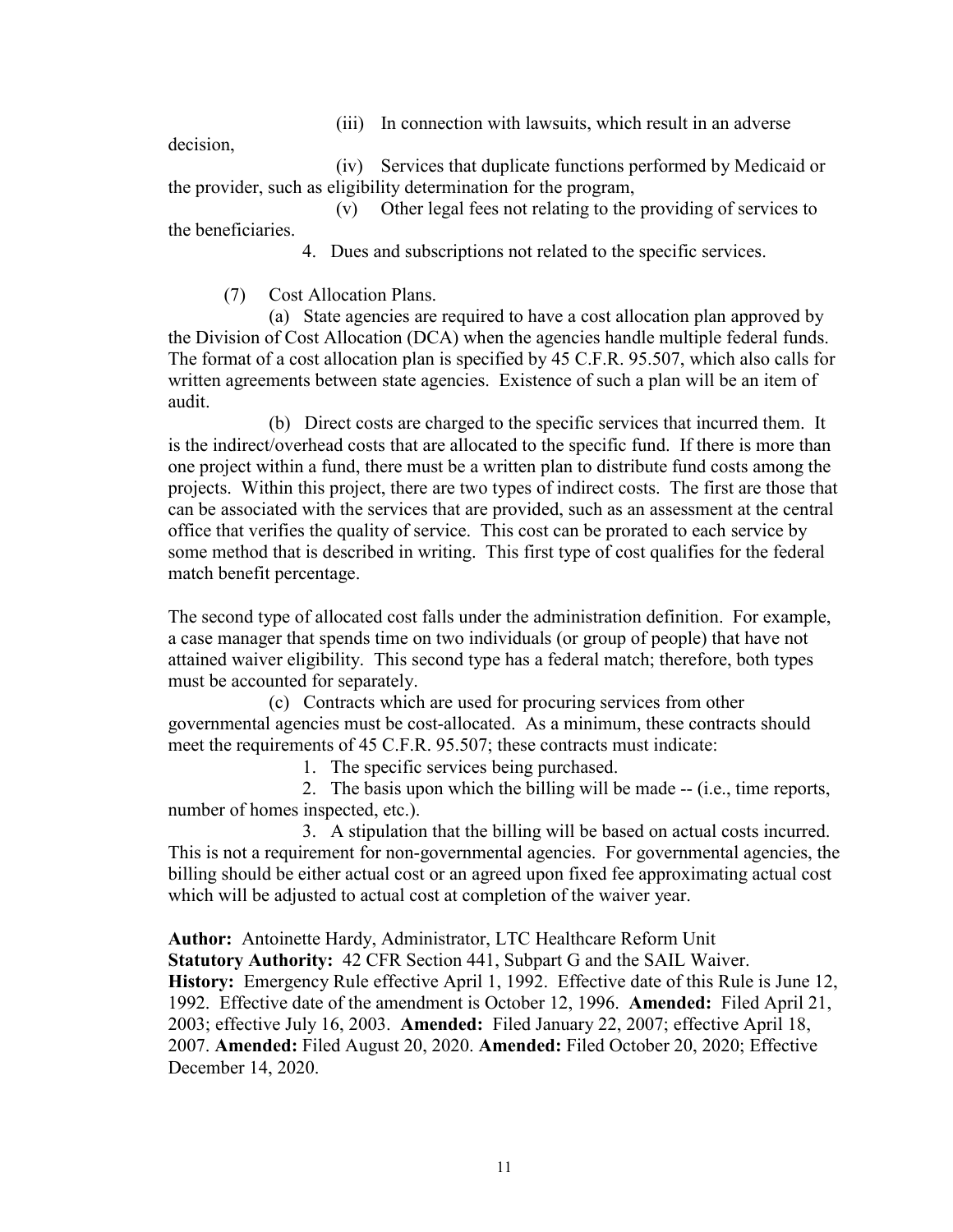(iii) In connection with lawsuits, which result in an adverse decision,

(iv) Services that duplicate functions performed by Medicaid or the provider, such as eligibility determination for the program,

(v) Other legal fees not relating to the providing of services to the beneficiaries.

4. Dues and subscriptions not related to the specific services.

(7) Cost Allocation Plans.

(a) State agencies are required to have a cost allocation plan approved by the Division of Cost Allocation (DCA) when the agencies handle multiple federal funds. The format of a cost allocation plan is specified by 45 C.F.R. 95.507, which also calls for written agreements between state agencies. Existence of such a plan will be an item of audit.

(b) Direct costs are charged to the specific services that incurred them. It is the indirect/overhead costs that are allocated to the specific fund. If there is more than one project within a fund, there must be a written plan to distribute fund costs among the projects. Within this project, there are two types of indirect costs. The first are those that can be associated with the services that are provided, such as an assessment at the central office that verifies the quality of service. This cost can be prorated to each service by some method that is described in writing. This first type of cost qualifies for the federal match benefit percentage.

The second type of allocated cost falls under the administration definition. For example, a case manager that spends time on two individuals (or group of people) that have not attained waiver eligibility. This second type has a federal match; therefore, both types must be accounted for separately.

(c) Contracts which are used for procuring services from other governmental agencies must be cost-allocated. As a minimum, these contracts should meet the requirements of 45 C.F.R. 95.507; these contracts must indicate:

1. The specific services being purchased.

2. The basis upon which the billing will be made -- (i.e., time reports, number of homes inspected, etc.).

3. A stipulation that the billing will be based on actual costs incurred. This is not a requirement for non-governmental agencies. For governmental agencies, the billing should be either actual cost or an agreed upon fixed fee approximating actual cost which will be adjusted to actual cost at completion of the waiver year.

**Author:** Antoinette Hardy, Administrator, LTC Healthcare Reform Unit
**Statutory Authority:** 42 CFR Section 441, Subpart G and the SAIL Waiver.
**History:** Emergency Rule effective April 1, 1992. Effective date of this Rule is June 12, 1992. Effective date of the amendment is October 12, 1996. **Amended:** Filed April 21, 2003; effective July 16, 2003. **Amended:** Filed January 22, 2007; effective April 18, 2007. **Amended:** Filed August 20, 2020. **Amended:** Filed October 20, 2020; Effective December 14, 2020.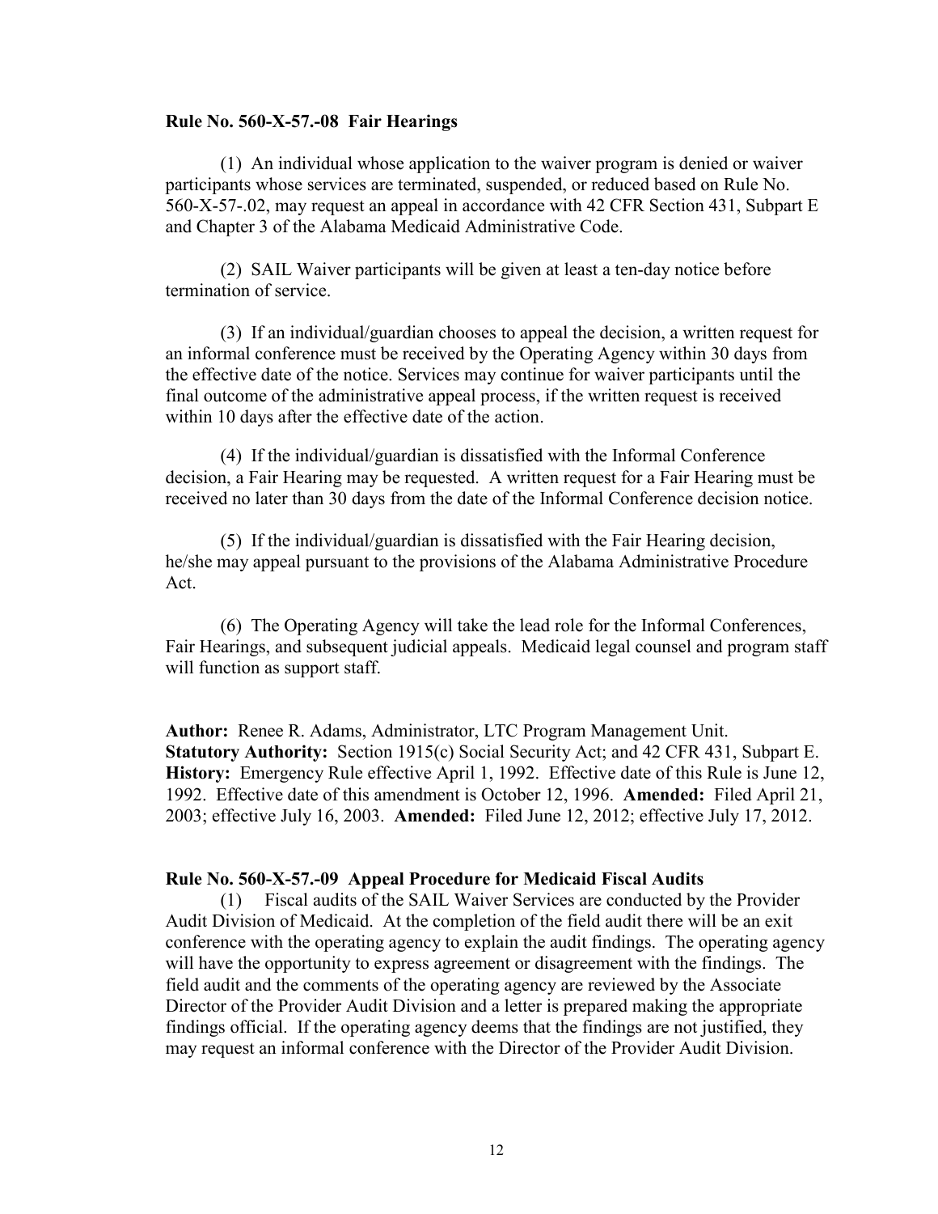**Rule No. 560-X-57.-08 Fair Hearings**

(1) An individual whose application to the waiver program is denied or waiver participants whose services are terminated, suspended, or reduced based on Rule No. 560-X-57-.02, may request an appeal in accordance with 42 CFR Section 431, Subpart E and Chapter 3 of the Alabama Medicaid Administrative Code.

(2) SAIL Waiver participants will be given at least a ten-day notice before termination of service.

(3) If an individual/guardian chooses to appeal the decision, a written request for an informal conference must be received by the Operating Agency within 30 days from the effective date of the notice. Services may continue for waiver participants until the final outcome of the administrative appeal process, if the written request is received within 10 days after the effective date of the action.

(4) If the individual/guardian is dissatisfied with the Informal Conference decision, a Fair Hearing may be requested. A written request for a Fair Hearing must be received no later than 30 days from the date of the Informal Conference decision notice.

(5) If the individual/guardian is dissatisfied with the Fair Hearing decision, he/she may appeal pursuant to the provisions of the Alabama Administrative Procedure Act.

(6) The Operating Agency will take the lead role for the Informal Conferences, Fair Hearings, and subsequent judicial appeals. Medicaid legal counsel and program staff will function as support staff.

**Author:** Renee R. Adams, Administrator, LTC Program Management Unit.
**Statutory Authority:** Section 1915(c) Social Security Act; and 42 CFR 431, Subpart E.
**History:** Emergency Rule effective April 1, 1992. Effective date of this Rule is June 12, 1992. Effective date of this amendment is October 12, 1996. **Amended:** Filed April 21, 2003; effective July 16, 2003. **Amended:** Filed June 12, 2012; effective July 17, 2012.

**Rule No. 560-X-57.-09 Appeal Procedure for Medicaid Fiscal Audits**

(1) Fiscal audits of the SAIL Waiver Services are conducted by the Provider Audit Division of Medicaid. At the completion of the field audit there will be an exit conference with the operating agency to explain the audit findings. The operating agency will have the opportunity to express agreement or disagreement with the findings. The field audit and the comments of the operating agency are reviewed by the Associate Director of the Provider Audit Division and a letter is prepared making the appropriate findings official. If the operating agency deems that the findings are not justified, they may request an informal conference with the Director of the Provider Audit Division.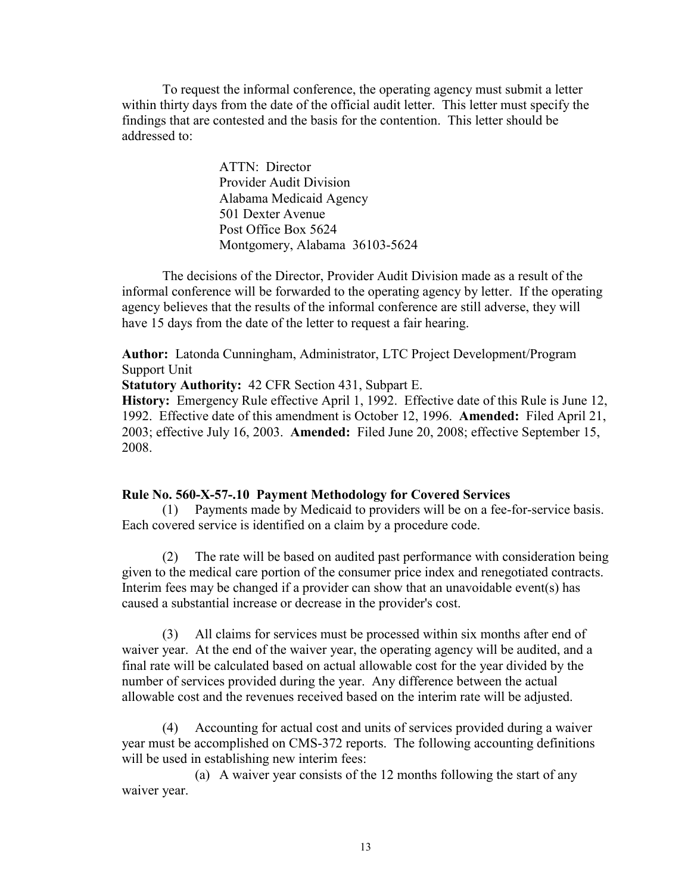To request the informal conference, the operating agency must submit a letter within thirty days from the date of the official audit letter. This letter must specify the findings that are contested and the basis for the contention. This letter should be addressed to:

ATTN: Director
Provider Audit Division
Alabama Medicaid Agency
501 Dexter Avenue
Post Office Box 5624
Montgomery, Alabama 36103-5624

The decisions of the Director, Provider Audit Division made as a result of the informal conference will be forwarded to the operating agency by letter. If the operating agency believes that the results of the informal conference are still adverse, they will have 15 days from the date of the letter to request a fair hearing.

**Author:** Latonda Cunningham, Administrator, LTC Project Development/Program Support Unit
**Statutory Authority:** 42 CFR Section 431, Subpart E.
**History:** Emergency Rule effective April 1, 1992. Effective date of this Rule is June 12, 1992. Effective date of this amendment is October 12, 1996. **Amended:** Filed April 21, 2003; effective July 16, 2003. **Amended:** Filed June 20, 2008; effective September 15, 2008.

**Rule No. 560-X-57-.10 Payment Methodology for Covered Services**

(1) Payments made by Medicaid to providers will be on a fee-for-service basis. Each covered service is identified on a claim by a procedure code.

(2) The rate will be based on audited past performance with consideration being given to the medical care portion of the consumer price index and renegotiated contracts. Interim fees may be changed if a provider can show that an unavoidable event(s) has caused a substantial increase or decrease in the provider's cost.

(3) All claims for services must be processed within six months after end of waiver year. At the end of the waiver year, the operating agency will be audited, and a final rate will be calculated based on actual allowable cost for the year divided by the number of services provided during the year. Any difference between the actual allowable cost and the revenues received based on the interim rate will be adjusted.

(4) Accounting for actual cost and units of services provided during a waiver year must be accomplished on CMS-372 reports. The following accounting definitions will be used in establishing new interim fees:

(a) A waiver year consists of the 12 months following the start of any waiver year.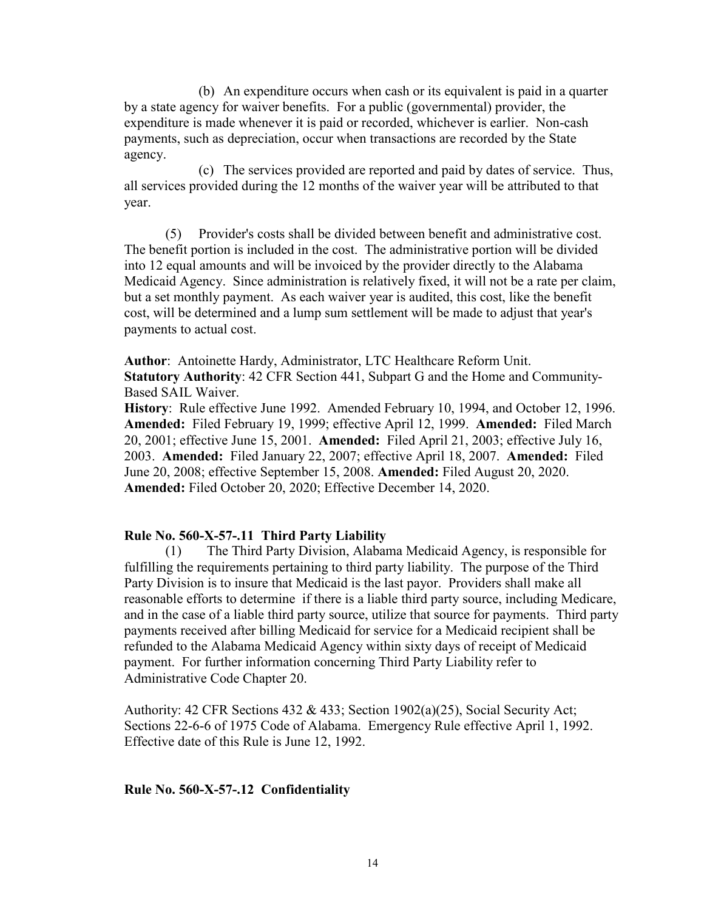(b) An expenditure occurs when cash or its equivalent is paid in a quarter by a state agency for waiver benefits. For a public (governmental) provider, the expenditure is made whenever it is paid or recorded, whichever is earlier. Non-cash payments, such as depreciation, occur when transactions are recorded by the State agency.

(c) The services provided are reported and paid by dates of service. Thus, all services provided during the 12 months of the waiver year will be attributed to that year.

(5) Provider's costs shall be divided between benefit and administrative cost. The benefit portion is included in the cost. The administrative portion will be divided into 12 equal amounts and will be invoiced by the provider directly to the Alabama Medicaid Agency. Since administration is relatively fixed, it will not be a rate per claim, but a set monthly payment. As each waiver year is audited, this cost, like the benefit cost, will be determined and a lump sum settlement will be made to adjust that year's payments to actual cost.

**Author**: Antoinette Hardy, Administrator, LTC Healthcare Reform Unit.
**Statutory Authority**: 42 CFR Section 441, Subpart G and the Home and Community-Based SAIL Waiver.
**History**: Rule effective June 1992. Amended February 10, 1994, and October 12, 1996. **Amended:** Filed February 19, 1999; effective April 12, 1999. **Amended:** Filed March 20, 2001; effective June 15, 2001. **Amended:** Filed April 21, 2003; effective July 16, 2003. **Amended:** Filed January 22, 2007; effective April 18, 2007. **Amended:** Filed June 20, 2008; effective September 15, 2008. **Amended:** Filed August 20, 2020. **Amended:** Filed October 20, 2020; Effective December 14, 2020.

**Rule No. 560-X-57-.11 Third Party Liability**

(1) The Third Party Division, Alabama Medicaid Agency, is responsible for fulfilling the requirements pertaining to third party liability. The purpose of the Third Party Division is to insure that Medicaid is the last payor. Providers shall make all reasonable efforts to determine if there is a liable third party source, including Medicare, and in the case of a liable third party source, utilize that source for payments. Third party payments received after billing Medicaid for service for a Medicaid recipient shall be refunded to the Alabama Medicaid Agency within sixty days of receipt of Medicaid payment. For further information concerning Third Party Liability refer to Administrative Code Chapter 20.

Authority: 42 CFR Sections 432 & 433; Section 1902(a)(25), Social Security Act; Sections 22-6-6 of 1975 Code of Alabama. Emergency Rule effective April 1, 1992. Effective date of this Rule is June 12, 1992.

**Rule No. 560-X-57-.12 Confidentiality**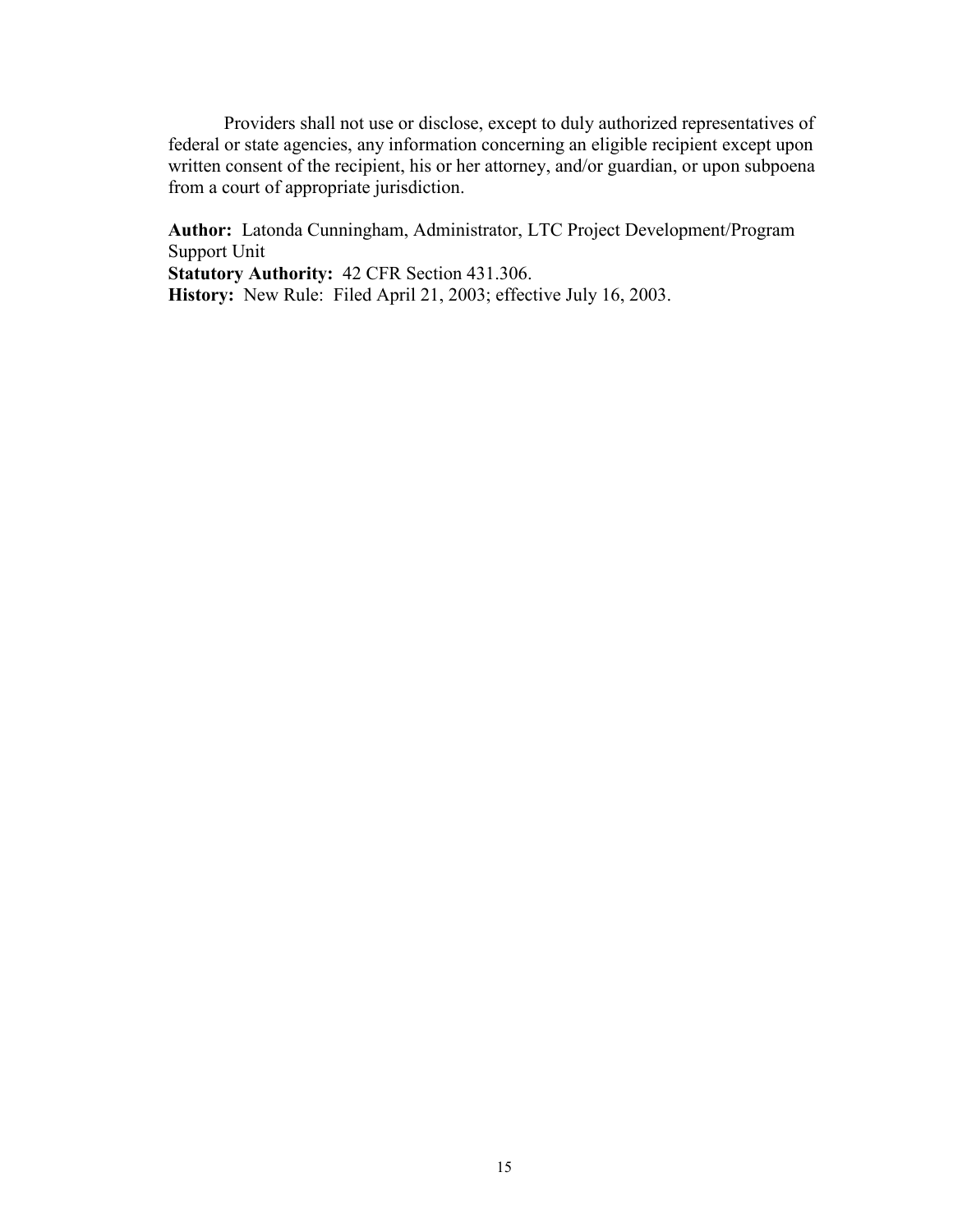Providers shall not use or disclose, except to duly authorized representatives of federal or state agencies, any information concerning an eligible recipient except upon written consent of the recipient, his or her attorney, and/or guardian, or upon subpoena from a court of appropriate jurisdiction.

**Author:** Latonda Cunningham, Administrator, LTC Project Development/Program Support Unit
**Statutory Authority:** 42 CFR Section 431.306.
**History:** New Rule: Filed April 21, 2003; effective July 16, 2003.